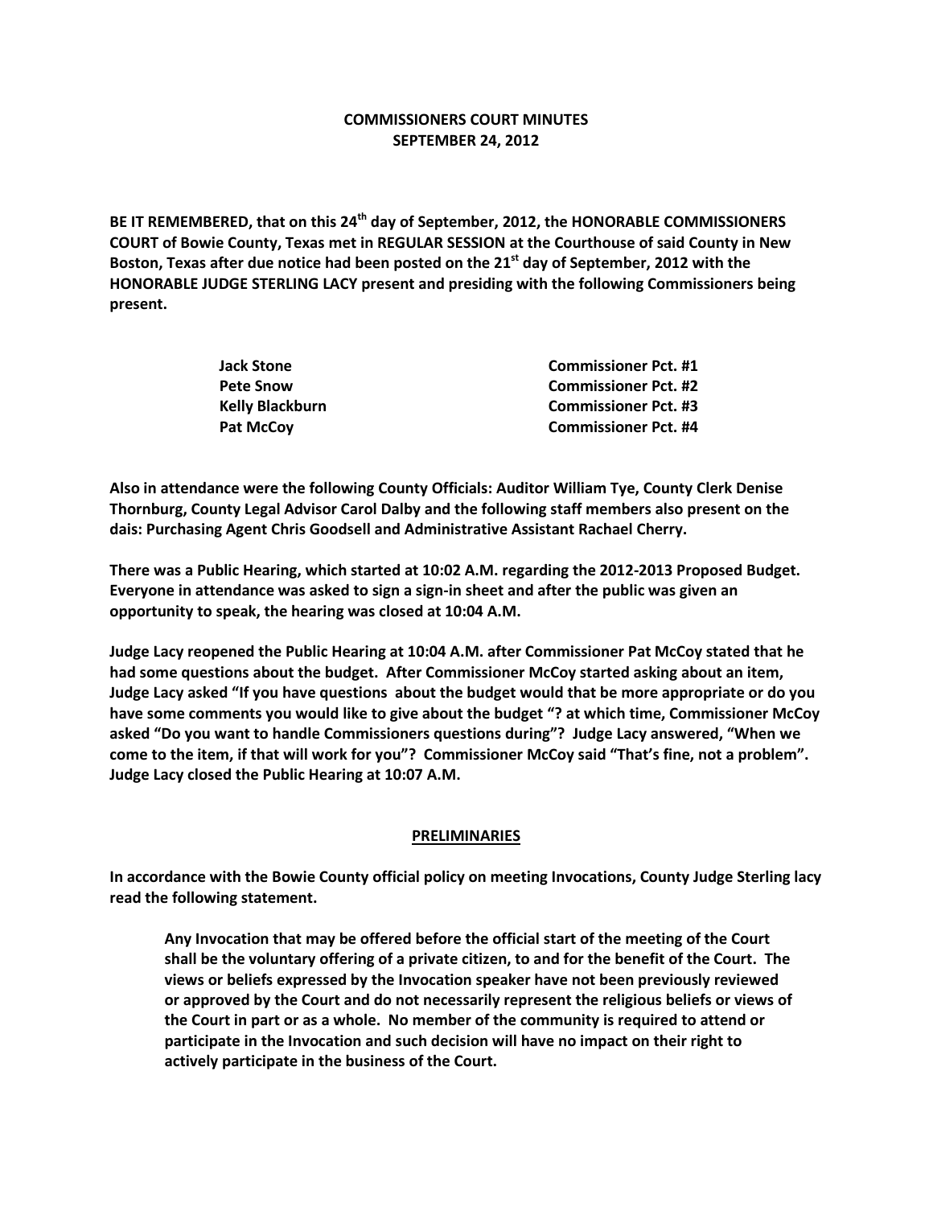# COMMISSIONERS COURT MINUTES
## SEPTEMBER 24, 2012

**BE IT REMEMBERED, that on this 24th day of September, 2012, the HONORABLE COMMISSIONERS COURT of Bowie County, Texas met in REGULAR SESSION at the Courthouse of said County in New Boston, Texas after due notice had been posted on the 21st day of September, 2012 with the HONORABLE JUDGE STERLING LACY present and presiding with the following Commissioners being present.**

| | |
|---|---|
| **Jack Stone** | **Commissioner Pct. #1** |
| **Pete Snow** | **Commissioner Pct. #2** |
| **Kelly Blackburn** | **Commissioner Pct. #3** |
| **Pat McCoy** | **Commissioner Pct. #4** |

**Also in attendance were the following County Officials: Auditor William Tye, County Clerk Denise Thornburg, County Legal Advisor Carol Dalby and the following staff members also present on the dais: Purchasing Agent Chris Goodsell and Administrative Assistant Rachael Cherry.**

**There was a Public Hearing, which started at 10:02 A.M. regarding the 2012-2013 Proposed Budget. Everyone in attendance was asked to sign a sign-in sheet and after the public was given an opportunity to speak, the hearing was closed at 10:04 A.M.**

**Judge Lacy reopened the Public Hearing at 10:04 A.M. after Commissioner Pat McCoy stated that he had some questions about the budget. After Commissioner McCoy started asking about an item, Judge Lacy asked "If you have questions about the budget would that be more appropriate or do you have some comments you would like to give about the budget "? at which time, Commissioner McCoy asked "Do you want to handle Commissioners questions during"? Judge Lacy answered, "When we come to the item, if that will work for you"? Commissioner McCoy said "That's fine, not a problem". Judge Lacy closed the Public Hearing at 10:07 A.M.**

## PRELIMINARIES

**In accordance with the Bowie County official policy on meeting Invocations, County Judge Sterling lacy read the following statement.**

> **Any Invocation that may be offered before the official start of the meeting of the Court shall be the voluntary offering of a private citizen, to and for the benefit of the Court. The views or beliefs expressed by the Invocation speaker have not been previously reviewed or approved by the Court and do not necessarily represent the religious beliefs or views of the Court in part or as a whole. No member of the community is required to attend or participate in the Invocation and such decision will have no impact on their right to actively participate in the business of the Court.**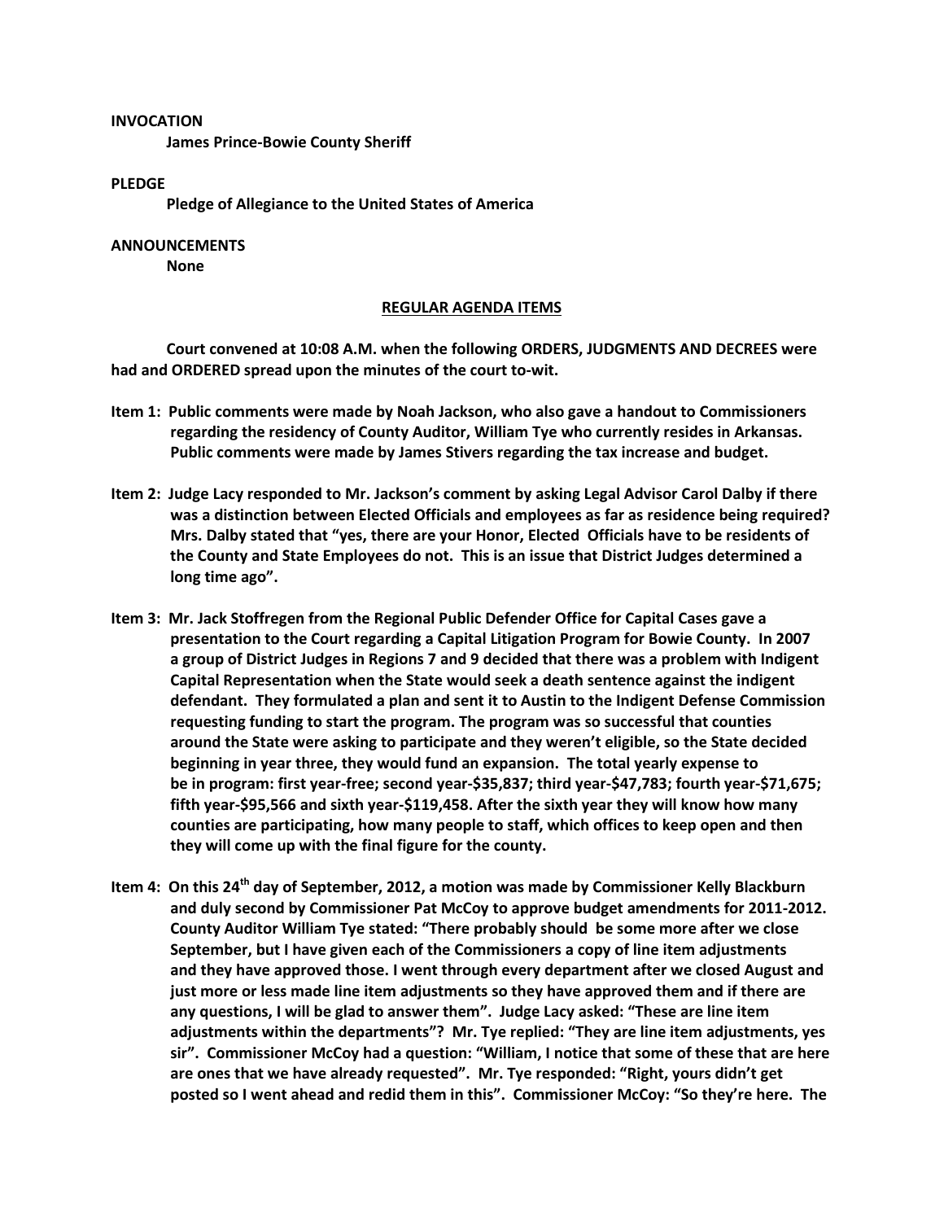**INVOCATION**

**James Prince-Bowie County Sheriff**

**PLEDGE**

**Pledge of Allegiance to the United States of America**

**ANNOUNCEMENTS**

**None**

## **REGULAR AGENDA ITEMS**

**Court convened at 10:08 A.M. when the following ORDERS, JUDGMENTS AND DECREES were had and ORDERED spread upon the minutes of the court to-wit.**

**Item 1: Public comments were made by Noah Jackson, who also gave a handout to Commissioners regarding the residency of County Auditor, William Tye who currently resides in Arkansas. Public comments were made by James Stivers regarding the tax increase and budget.**

**Item 2: Judge Lacy responded to Mr. Jackson's comment by asking Legal Advisor Carol Dalby if there was a distinction between Elected Officials and employees as far as residence being required? Mrs. Dalby stated that "yes, there are your Honor, Elected Officials have to be residents of the County and State Employees do not. This is an issue that District Judges determined a long time ago".**

**Item 3: Mr. Jack Stoffregen from the Regional Public Defender Office for Capital Cases gave a presentation to the Court regarding a Capital Litigation Program for Bowie County. In 2007 a group of District Judges in Regions 7 and 9 decided that there was a problem with Indigent Capital Representation when the State would seek a death sentence against the indigent defendant. They formulated a plan and sent it to Austin to the Indigent Defense Commission requesting funding to start the program. The program was so successful that counties around the State were asking to participate and they weren't eligible, so the State decided beginning in year three, they would fund an expansion. The total yearly expense to be in program: first year-free; second year-$35,837; third year-$47,783; fourth year-$71,675; fifth year-$95,566 and sixth year-$119,458. After the sixth year they will know how many counties are participating, how many people to staff, which offices to keep open and then they will come up with the final figure for the county.**

**Item 4: On this 24th day of September, 2012, a motion was made by Commissioner Kelly Blackburn and duly second by Commissioner Pat McCoy to approve budget amendments for 2011-2012. County Auditor William Tye stated: "There probably should be some more after we close September, but I have given each of the Commissioners a copy of line item adjustments and they have approved those. I went through every department after we closed August and just more or less made line item adjustments so they have approved them and if there are any questions, I will be glad to answer them". Judge Lacy asked: "These are line item adjustments within the departments"? Mr. Tye replied: "They are line item adjustments, yes sir". Commissioner McCoy had a question: "William, I notice that some of these that are here are ones that we have already requested". Mr. Tye responded: "Right, yours didn't get posted so I went ahead and redid them in this". Commissioner McCoy: "So they're here. The**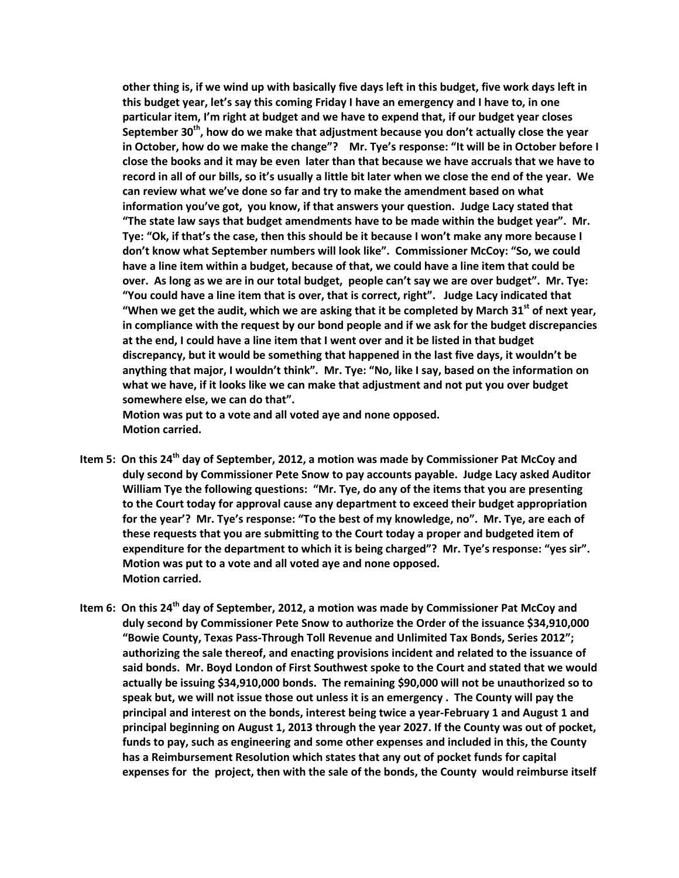**other thing is, if we wind up with basically five days left in this budget, five work days left in this budget year, let's say this coming Friday I have an emergency and I have to, in one particular item, I'm right at budget and we have to expend that, if our budget year closes September 30th, how do we make that adjustment because you don't actually close the year in October, how do we make the change"? Mr. Tye's response: "It will be in October before I close the books and it may be even later than that because we have accruals that we have to record in all of our bills, so it's usually a little bit later when we close the end of the year. We can review what we've done so far and try to make the amendment based on what information you've got, you know, if that answers your question. Judge Lacy stated that "The state law says that budget amendments have to be made within the budget year". Mr. Tye: "Ok, if that's the case, then this should be it because I won't make any more because I don't know what September numbers will look like". Commissioner McCoy: "So, we could have a line item within a budget, because of that, we could have a line item that could be over. As long as we are in our total budget, people can't say we are over budget". Mr. Tye: "You could have a line item that is over, that is correct, right". Judge Lacy indicated that "When we get the audit, which we are asking that it be completed by March 31st of next year, in compliance with the request by our bond people and if we ask for the budget discrepancies at the end, I could have a line item that I went over and it be listed in that budget discrepancy, but it would be something that happened in the last five days, it wouldn't be anything that major, I wouldn't think". Mr. Tye: "No, like I say, based on the information on what we have, if it looks like we can make that adjustment and not put you over budget somewhere else, we can do that".**
**Motion was put to a vote and all voted aye and none opposed.**
**Motion carried.**

**Item 5: On this 24th day of September, 2012, a motion was made by Commissioner Pat McCoy and duly second by Commissioner Pete Snow to pay accounts payable. Judge Lacy asked Auditor William Tye the following questions: "Mr. Tye, do any of the items that you are presenting to the Court today for approval cause any department to exceed their budget appropriation for the year'? Mr. Tye's response: "To the best of my knowledge, no". Mr. Tye, are each of these requests that you are submitting to the Court today a proper and budgeted item of expenditure for the department to which it is being charged"? Mr. Tye's response: "yes sir".**
**Motion was put to a vote and all voted aye and none opposed.**
**Motion carried.**

**Item 6: On this 24th day of September, 2012, a motion was made by Commissioner Pat McCoy and duly second by Commissioner Pete Snow to authorize the Order of the issuance $34,910,000 "Bowie County, Texas Pass-Through Toll Revenue and Unlimited Tax Bonds, Series 2012"; authorizing the sale thereof, and enacting provisions incident and related to the issuance of said bonds. Mr. Boyd London of First Southwest spoke to the Court and stated that we would actually be issuing $34,910,000 bonds. The remaining $90,000 will not be unauthorized so to speak but, we will not issue those out unless it is an emergency . The County will pay the principal and interest on the bonds, interest being twice a year-February 1 and August 1 and principal beginning on August 1, 2013 through the year 2027. If the County was out of pocket, funds to pay, such as engineering and some other expenses and included in this, the County has a Reimbursement Resolution which states that any out of pocket funds for capital expenses for the project, then with the sale of the bonds, the County would reimburse itself**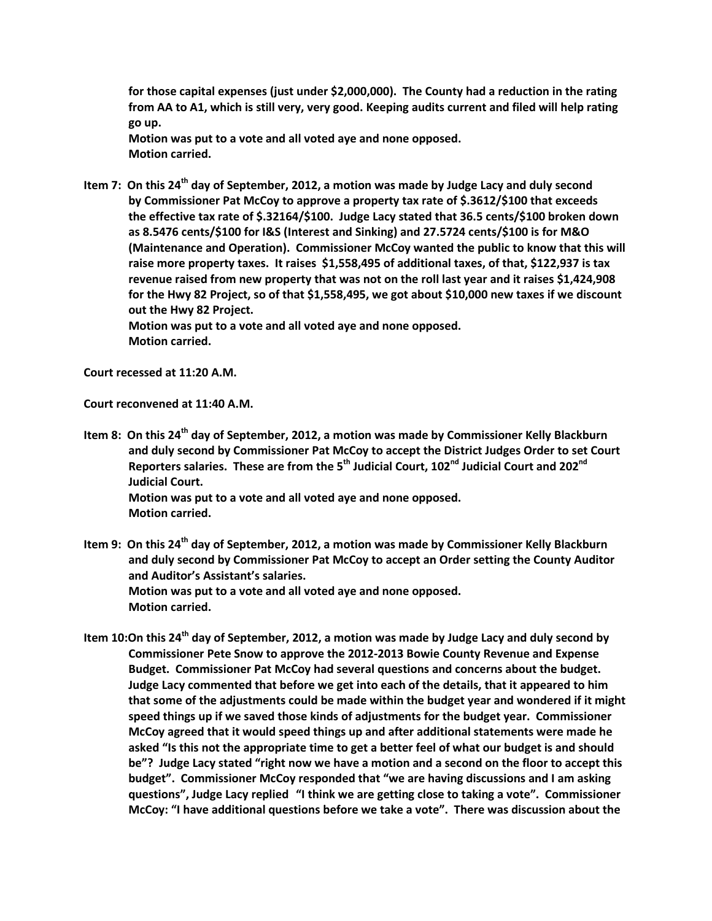**for those capital expenses (just under $2,000,000). The County had a reduction in the rating from AA to A1, which is still very, very good. Keeping audits current and filed will help rating go up.**
**Motion was put to a vote and all voted aye and none opposed.**
**Motion carried.**

**Item 7: On this 24th day of September, 2012, a motion was made by Judge Lacy and duly second by Commissioner Pat McCoy to approve a property tax rate of $.3612/$100 that exceeds the effective tax rate of $.32164/$100. Judge Lacy stated that 36.5 cents/$100 broken down as 8.5476 cents/$100 for I&S (Interest and Sinking) and 27.5724 cents/$100 is for M&O (Maintenance and Operation). Commissioner McCoy wanted the public to know that this will raise more property taxes. It raises $1,558,495 of additional taxes, of that, $122,937 is tax revenue raised from new property that was not on the roll last year and it raises $1,424,908 for the Hwy 82 Project, so of that $1,558,495, we got about $10,000 new taxes if we discount out the Hwy 82 Project.**
**Motion was put to a vote and all voted aye and none opposed.**
**Motion carried.**

**Court recessed at 11:20 A.M.**

**Court reconvened at 11:40 A.M.**

**Item 8: On this 24th day of September, 2012, a motion was made by Commissioner Kelly Blackburn and duly second by Commissioner Pat McCoy to accept the District Judges Order to set Court Reporters salaries. These are from the 5th Judicial Court, 102nd Judicial Court and 202nd Judicial Court.**
**Motion was put to a vote and all voted aye and none opposed.**
**Motion carried.**

**Item 9: On this 24th day of September, 2012, a motion was made by Commissioner Kelly Blackburn and duly second by Commissioner Pat McCoy to accept an Order setting the County Auditor and Auditor's Assistant's salaries.**
**Motion was put to a vote and all voted aye and none opposed.**
**Motion carried.**

**Item 10: On this 24th day of September, 2012, a motion was made by Judge Lacy and duly second by Commissioner Pete Snow to approve the 2012-2013 Bowie County Revenue and Expense Budget. Commissioner Pat McCoy had several questions and concerns about the budget. Judge Lacy commented that before we get into each of the details, that it appeared to him that some of the adjustments could be made within the budget year and wondered if it might speed things up if we saved those kinds of adjustments for the budget year. Commissioner McCoy agreed that it would speed things up and after additional statements were made he asked "Is this not the appropriate time to get a better feel of what our budget is and should be"? Judge Lacy stated "right now we have a motion and a second on the floor to accept this budget". Commissioner McCoy responded that "we are having discussions and I am asking questions", Judge Lacy replied "I think we are getting close to taking a vote". Commissioner McCoy: "I have additional questions before we take a vote". There was discussion about the**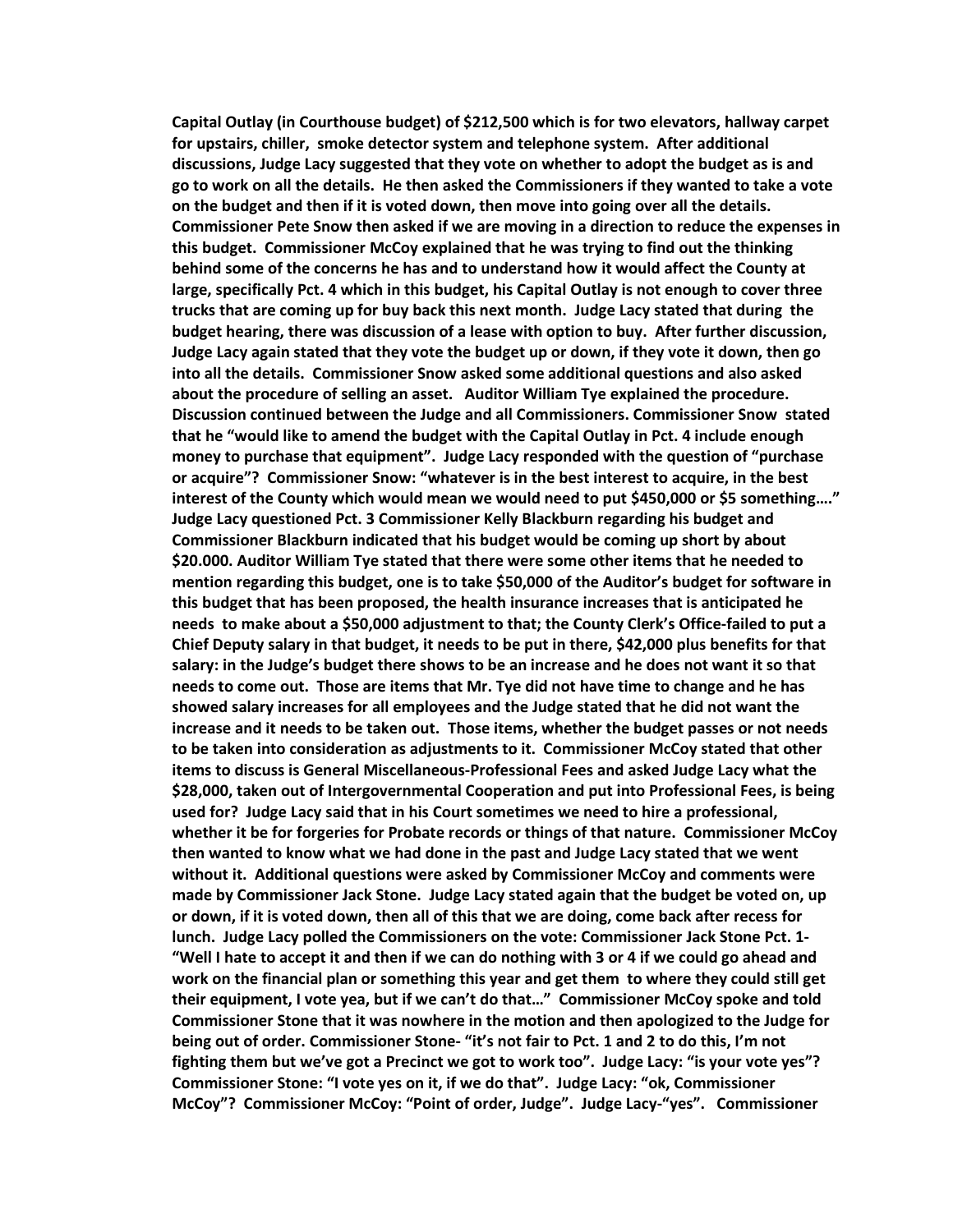**Capital Outlay (in Courthouse budget) of $212,500 which is for two elevators, hallway carpet for upstairs, chiller, smoke detector system and telephone system. After additional discussions, Judge Lacy suggested that they vote on whether to adopt the budget as is and go to work on all the details. He then asked the Commissioners if they wanted to take a vote on the budget and then if it is voted down, then move into going over all the details. Commissioner Pete Snow then asked if we are moving in a direction to reduce the expenses in this budget. Commissioner McCoy explained that he was trying to find out the thinking behind some of the concerns he has and to understand how it would affect the County at large, specifically Pct. 4 which in this budget, his Capital Outlay is not enough to cover three trucks that are coming up for buy back this next month. Judge Lacy stated that during the budget hearing, there was discussion of a lease with option to buy. After further discussion, Judge Lacy again stated that they vote the budget up or down, if they vote it down, then go into all the details. Commissioner Snow asked some additional questions and also asked about the procedure of selling an asset. Auditor William Tye explained the procedure. Discussion continued between the Judge and all Commissioners. Commissioner Snow stated that he "would like to amend the budget with the Capital Outlay in Pct. 4 include enough money to purchase that equipment". Judge Lacy responded with the question of "purchase or acquire"? Commissioner Snow: "whatever is in the best interest to acquire, in the best interest of the County which would mean we would need to put $450,000 or $5 something…." Judge Lacy questioned Pct. 3 Commissioner Kelly Blackburn regarding his budget and Commissioner Blackburn indicated that his budget would be coming up short by about $20.000. Auditor William Tye stated that there were some other items that he needed to mention regarding this budget, one is to take $50,000 of the Auditor's budget for software in this budget that has been proposed, the health insurance increases that is anticipated he needs to make about a $50,000 adjustment to that; the County Clerk's Office-failed to put a Chief Deputy salary in that budget, it needs to be put in there, $42,000 plus benefits for that salary: in the Judge's budget there shows to be an increase and he does not want it so that needs to come out. Those are items that Mr. Tye did not have time to change and he has showed salary increases for all employees and the Judge stated that he did not want the increase and it needs to be taken out. Those items, whether the budget passes or not needs to be taken into consideration as adjustments to it. Commissioner McCoy stated that other items to discuss is General Miscellaneous-Professional Fees and asked Judge Lacy what the $28,000, taken out of Intergovernmental Cooperation and put into Professional Fees, is being used for? Judge Lacy said that in his Court sometimes we need to hire a professional, whether it be for forgeries for Probate records or things of that nature. Commissioner McCoy then wanted to know what we had done in the past and Judge Lacy stated that we went without it. Additional questions were asked by Commissioner McCoy and comments were made by Commissioner Jack Stone. Judge Lacy stated again that the budget be voted on, up or down, if it is voted down, then all of this that we are doing, come back after recess for lunch. Judge Lacy polled the Commissioners on the vote: Commissioner Jack Stone Pct. 1- "Well I hate to accept it and then if we can do nothing with 3 or 4 if we could go ahead and work on the financial plan or something this year and get them to where they could still get their equipment, I vote yea, but if we can't do that…" Commissioner McCoy spoke and told Commissioner Stone that it was nowhere in the motion and then apologized to the Judge for being out of order. Commissioner Stone- "it's not fair to Pct. 1 and 2 to do this, I'm not fighting them but we've got a Precinct we got to work too". Judge Lacy: "is your vote yes"? Commissioner Stone: "I vote yes on it, if we do that". Judge Lacy: "ok, Commissioner McCoy"? Commissioner McCoy: "Point of order, Judge". Judge Lacy-"yes". Commissioner**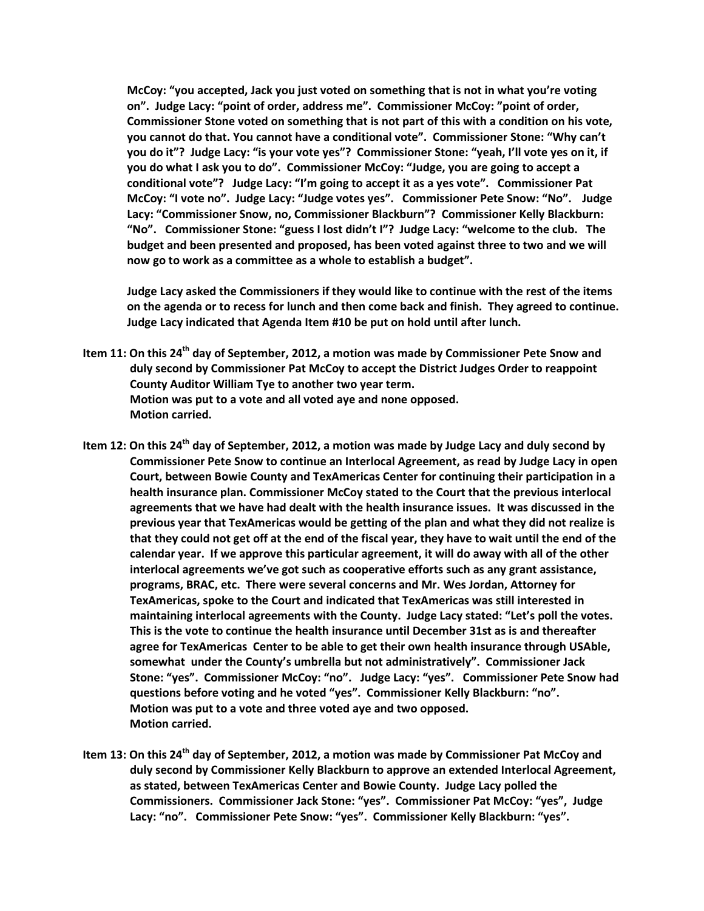**McCoy: "you accepted, Jack you just voted on something that is not in what you're voting on". Judge Lacy: "point of order, address me". Commissioner McCoy: "point of order, Commissioner Stone voted on something that is not part of this with a condition on his vote, you cannot do that. You cannot have a conditional vote". Commissioner Stone: "Why can't you do it"? Judge Lacy: "is your vote yes"? Commissioner Stone: "yeah, I'll vote yes on it, if you do what I ask you to do". Commissioner McCoy: "Judge, you are going to accept a conditional vote"? Judge Lacy: "I'm going to accept it as a yes vote". Commissioner Pat McCoy: "I vote no". Judge Lacy: "Judge votes yes". Commissioner Pete Snow: "No". Judge Lacy: "Commissioner Snow, no, Commissioner Blackburn"? Commissioner Kelly Blackburn: "No". Commissioner Stone: "guess I lost didn't I"? Judge Lacy: "welcome to the club. The budget and been presented and proposed, has been voted against three to two and we will now go to work as a committee as a whole to establish a budget".**

**Judge Lacy asked the Commissioners if they would like to continue with the rest of the items on the agenda or to recess for lunch and then come back and finish. They agreed to continue. Judge Lacy indicated that Agenda Item #10 be put on hold until after lunch.**

**Item 11: On this 24th day of September, 2012, a motion was made by Commissioner Pete Snow and duly second by Commissioner Pat McCoy to accept the District Judges Order to reappoint County Auditor William Tye to another two year term.**
**Motion was put to a vote and all voted aye and none opposed.**
**Motion carried.**

**Item 12: On this 24th day of September, 2012, a motion was made by Judge Lacy and duly second by Commissioner Pete Snow to continue an Interlocal Agreement, as read by Judge Lacy in open Court, between Bowie County and TexAmericas Center for continuing their participation in a health insurance plan. Commissioner McCoy stated to the Court that the previous interlocal agreements that we have had dealt with the health insurance issues. It was discussed in the previous year that TexAmericas would be getting of the plan and what they did not realize is that they could not get off at the end of the fiscal year, they have to wait until the end of the calendar year. If we approve this particular agreement, it will do away with all of the other interlocal agreements we've got such as cooperative efforts such as any grant assistance, programs, BRAC, etc. There were several concerns and Mr. Wes Jordan, Attorney for TexAmericas, spoke to the Court and indicated that TexAmericas was still interested in maintaining interlocal agreements with the County. Judge Lacy stated: "Let's poll the votes. This is the vote to continue the health insurance until December 31st as is and thereafter agree for TexAmericas Center to be able to get their own health insurance through USAble, somewhat under the County's umbrella but not administratively". Commissioner Jack Stone: "yes". Commissioner McCoy: "no". Judge Lacy: "yes". Commissioner Pete Snow had questions before voting and he voted "yes". Commissioner Kelly Blackburn: "no".**
**Motion was put to a vote and three voted aye and two opposed.**
**Motion carried.**

**Item 13: On this 24th day of September, 2012, a motion was made by Commissioner Pat McCoy and duly second by Commissioner Kelly Blackburn to approve an extended Interlocal Agreement, as stated, between TexAmericas Center and Bowie County. Judge Lacy polled the Commissioners. Commissioner Jack Stone: "yes". Commissioner Pat McCoy: "yes", Judge Lacy: "no". Commissioner Pete Snow: "yes". Commissioner Kelly Blackburn: "yes".**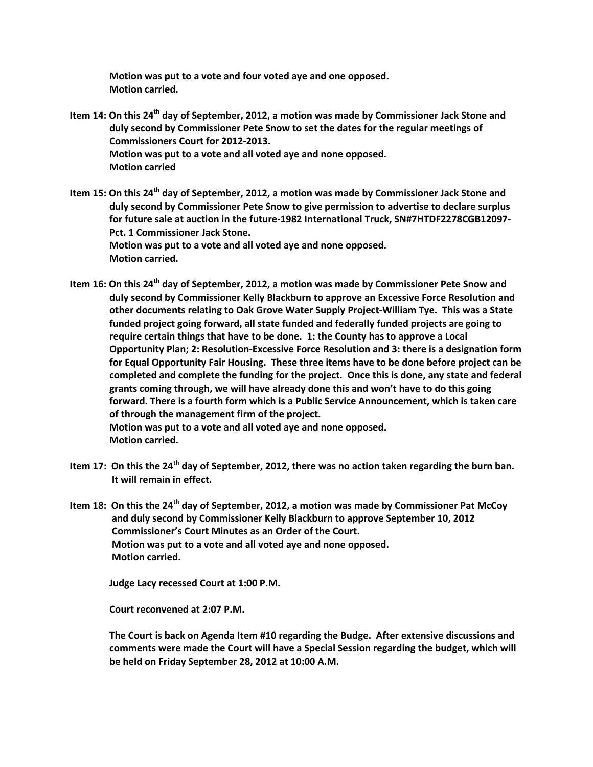**Motion was put to a vote and four voted aye and one opposed.**
**Motion carried.**

**Item 14: On this 24th day of September, 2012, a motion was made by Commissioner Jack Stone and duly second by Commissioner Pete Snow to set the dates for the regular meetings of Commissioners Court for 2012-2013.**
**Motion was put to a vote and all voted aye and none opposed.**
**Motion carried**

**Item 15: On this 24th day of September, 2012, a motion was made by Commissioner Jack Stone and duly second by Commissioner Pete Snow to give permission to advertise to declare surplus for future sale at auction in the future-1982 International Truck, SN#7HTDF2278CGB12097-Pct. 1 Commissioner Jack Stone.**
**Motion was put to a vote and all voted aye and none opposed.**
**Motion carried.**

**Item 16: On this 24th day of September, 2012, a motion was made by Commissioner Pete Snow and duly second by Commissioner Kelly Blackburn to approve an Excessive Force Resolution and other documents relating to Oak Grove Water Supply Project-William Tye. This was a State funded project going forward, all state funded and federally funded projects are going to require certain things that have to be done. 1: the County has to approve a Local Opportunity Plan; 2: Resolution-Excessive Force Resolution and 3: there is a designation form for Equal Opportunity Fair Housing. These three items have to be done before project can be completed and complete the funding for the project. Once this is done, any state and federal grants coming through, we will have already done this and won't have to do this going forward. There is a fourth form which is a Public Service Announcement, which is taken care of through the management firm of the project.**
**Motion was put to a vote and all voted aye and none opposed.**
**Motion carried.**

**Item 17: On this the 24th day of September, 2012, there was no action taken regarding the burn ban. It will remain in effect.**

**Item 18: On this the 24th day of September, 2012, a motion was made by Commissioner Pat McCoy and duly second by Commissioner Kelly Blackburn to approve September 10, 2012 Commissioner's Court Minutes as an Order of the Court.**
**Motion was put to a vote and all voted aye and none opposed.**
**Motion carried.**

**Judge Lacy recessed Court at 1:00 P.M.**

**Court reconvened at 2:07 P.M.**

**The Court is back on Agenda Item #10 regarding the Budge. After extensive discussions and comments were made the Court will have a Special Session regarding the budget, which will be held on Friday September 28, 2012 at 10:00 A.M.**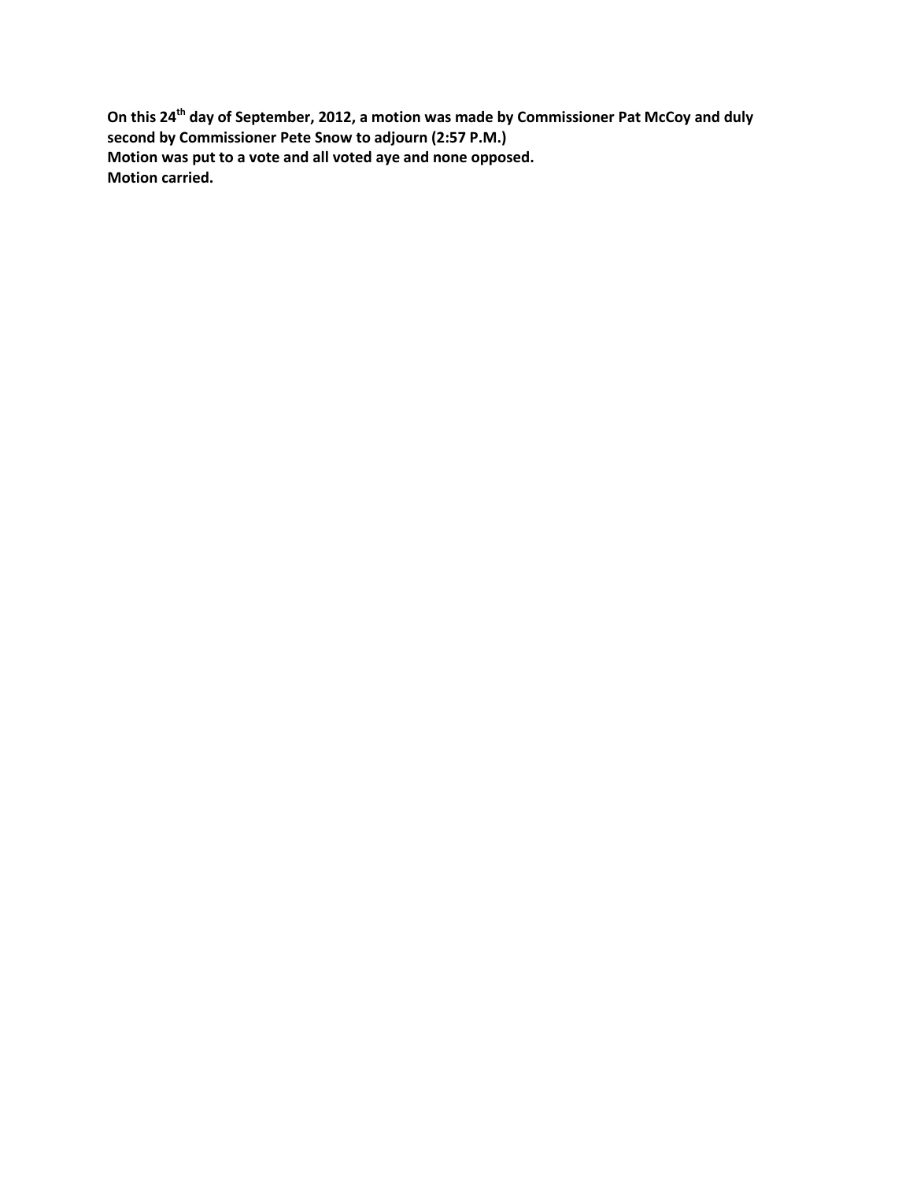**On this 24th day of September, 2012, a motion was made by Commissioner Pat McCoy and duly second by Commissioner Pete Snow to adjourn (2:57 P.M.)**
**Motion was put to a vote and all voted aye and none opposed.**
**Motion carried.**